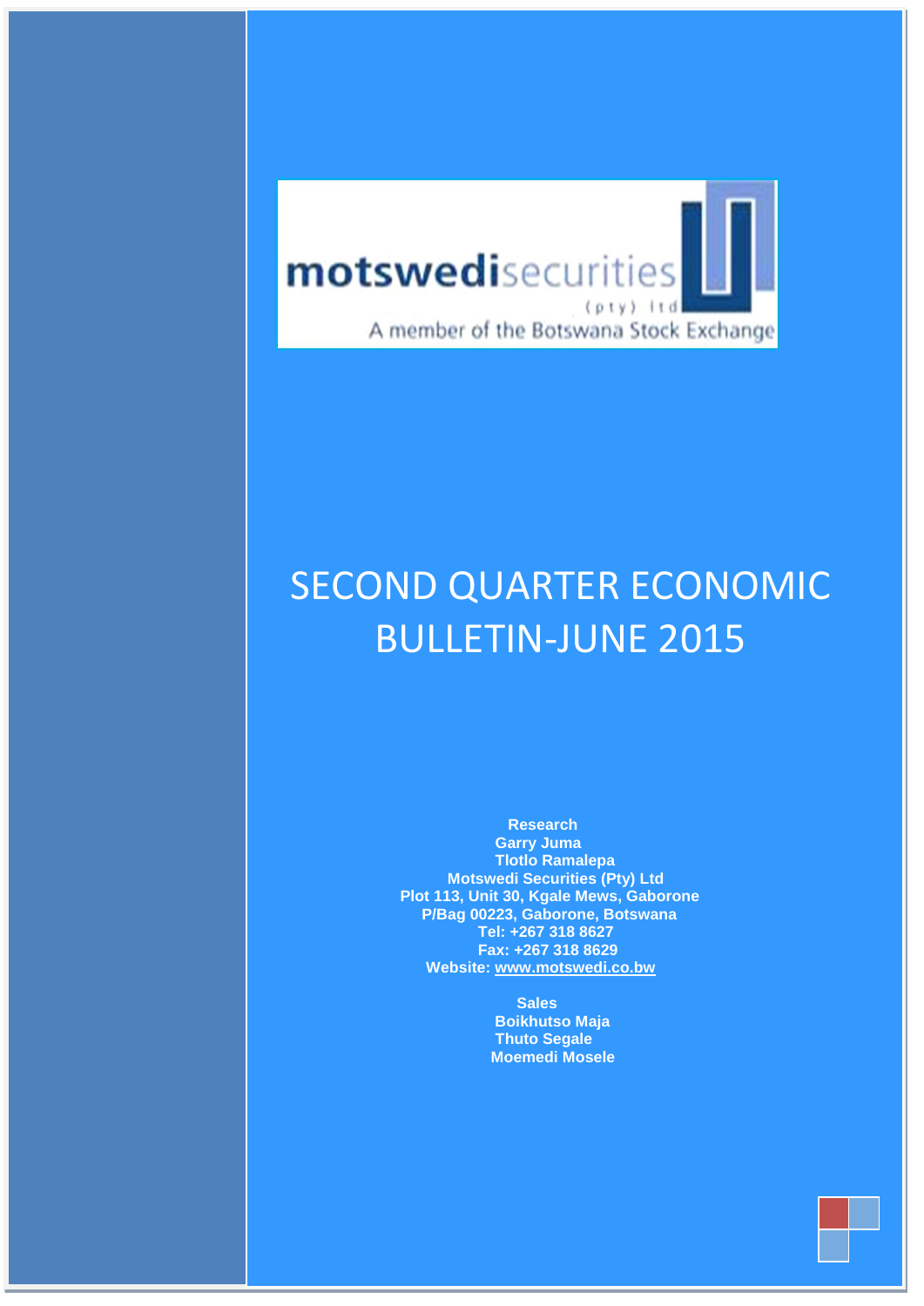motswedisecurities (pty) ltd

A member of the Botswana Stock Exchange

# SECOND QUARTER ECONOMIC BULLETIN-JUNE 2015

**Research**
**Garry Juma**
**Tlotlo Ramalepa**
**Motswedi Securities (Pty) Ltd**
**Plot 113, Unit 30, Kgale Mews, Gaborone**
**P/Bag 00223, Gaborone, Botswana**
**Tel: +267 318 8627**
**Fax: +267 318 8629**
**Website: www.motswedi.co.bw**

**Sales**
**Boikhutso Maja**
**Thuto Segale**
**Moemedi Mosele**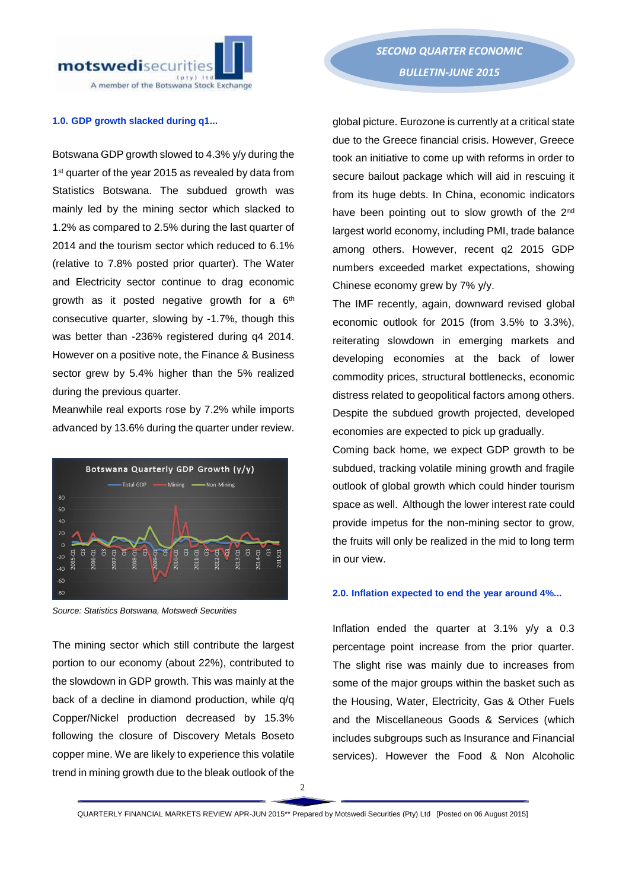### 1.0. GDP growth slacked during q1...

Botswana GDP growth slowed to 4.3% y/y during the 1st quarter of the year 2015 as revealed by data from Statistics Botswana. The subdued growth was mainly led by the mining sector which slacked to 1.2% as compared to 2.5% during the last quarter of 2014 and the tourism sector which reduced to 6.1% (relative to 7.8% posted prior quarter). The Water and Electricity sector continue to drag economic growth as it posted negative growth for a 6th consecutive quarter, slowing by -1.7%, though this was better than -236% registered during q4 2014. However on a positive note, the Finance & Business sector grew by 5.4% higher than the 5% realized during the previous quarter.

Meanwhile real exports rose by 7.2% while imports advanced by 13.6% during the quarter under review.

*Source: Statistics Botswana, Motswedi Securities*

The mining sector which still contribute the largest portion to our economy (about 22%), contributed to the slowdown in GDP growth. This was mainly at the back of a decline in diamond production, while q/q Copper/Nickel production decreased by 15.3% following the closure of Discovery Metals Boseto copper mine. We are likely to experience this volatile trend in mining growth due to the bleak outlook of the global picture. Eurozone is currently at a critical state due to the Greece financial crisis. However, Greece took an initiative to come up with reforms in order to secure bailout package which will aid in rescuing it from its huge debts. In China, economic indicators have been pointing out to slow growth of the 2nd largest world economy, including PMI, trade balance among others. However, recent q2 2015 GDP numbers exceeded market expectations, showing Chinese economy grew by 7% y/y.

The IMF recently, again, downward revised global economic outlook for 2015 (from 3.5% to 3.3%), reiterating slowdown in emerging markets and developing economies at the back of lower commodity prices, structural bottlenecks, economic distress related to geopolitical factors among others. Despite the subdued growth projected, developed economies are expected to pick up gradually.

Coming back home, we expect GDP growth to be subdued, tracking volatile mining growth and fragile outlook of global growth which could hinder tourism space as well. Although the lower interest rate could provide impetus for the non-mining sector to grow, the fruits will only be realized in the mid to long term in our view.

### 2.0. Inflation expected to end the year around 4%...

Inflation ended the quarter at 3.1% y/y a 0.3 percentage point increase from the prior quarter. The slight rise was mainly due to increases from some of the major groups within the basket such as the Housing, Water, Electricity, Gas & Other Fuels and the Miscellaneous Goods & Services (which includes subgroups such as Insurance and Financial services). However the Food & Non Alcoholic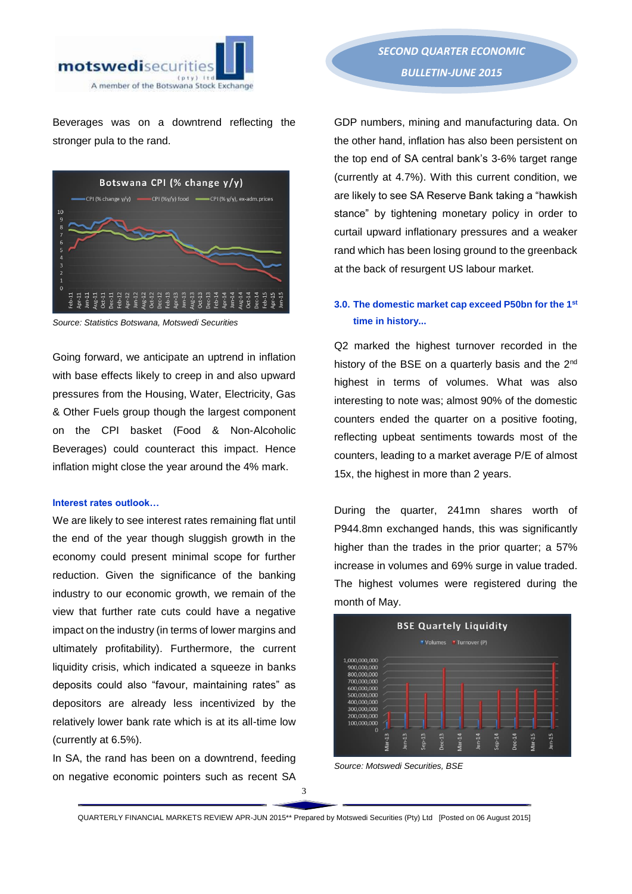Beverages was on a downtrend reflecting the stronger pula to the rand.

*Source: Statistics Botswana, Motswedi Securities*

Going forward, we anticipate an uptrend in inflation with base effects likely to creep in and also upward pressures from the Housing, Water, Electricity, Gas & Other Fuels group though the largest component on the CPI basket (Food & Non-Alcoholic Beverages) could counteract this impact. Hence inflation might close the year around the 4% mark.

#### Interest rates outlook…

We are likely to see interest rates remaining flat until the end of the year though sluggish growth in the economy could present minimal scope for further reduction. Given the significance of the banking industry to our economic growth, we remain of the view that further rate cuts could have a negative impact on the industry (in terms of lower margins and ultimately profitability). Furthermore, the current liquidity crisis, which indicated a squeeze in banks deposits could also "favour, maintaining rates" as depositors are already less incentivized by the relatively lower bank rate which is at its all-time low (currently at 6.5%).

In SA, the rand has been on a downtrend, feeding on negative economic pointers such as recent SA GDP numbers, mining and manufacturing data. On the other hand, inflation has also been persistent on the top end of SA central bank's 3-6% target range (currently at 4.7%). With this current condition, we are likely to see SA Reserve Bank taking a "hawkish stance" by tightening monetary policy in order to curtail upward inflationary pressures and a weaker rand which has been losing ground to the greenback at the back of resurgent US labour market.

### 3.0. The domestic market cap exceed P50bn for the 1st time in history...

Q2 marked the highest turnover recorded in the history of the BSE on a quarterly basis and the 2nd highest in terms of volumes. What was also interesting to note was; almost 90% of the domestic counters ended the quarter on a positive footing, reflecting upbeat sentiments towards most of the counters, leading to a market average P/E of almost 15x, the highest in more than 2 years.

During the quarter, 241mn shares worth of P944.8mn exchanged hands, this was significantly higher than the trades in the prior quarter; a 57% increase in volumes and 69% surge in value traded. The highest volumes were registered during the month of May.

*Source: Motswedi Securities, BSE*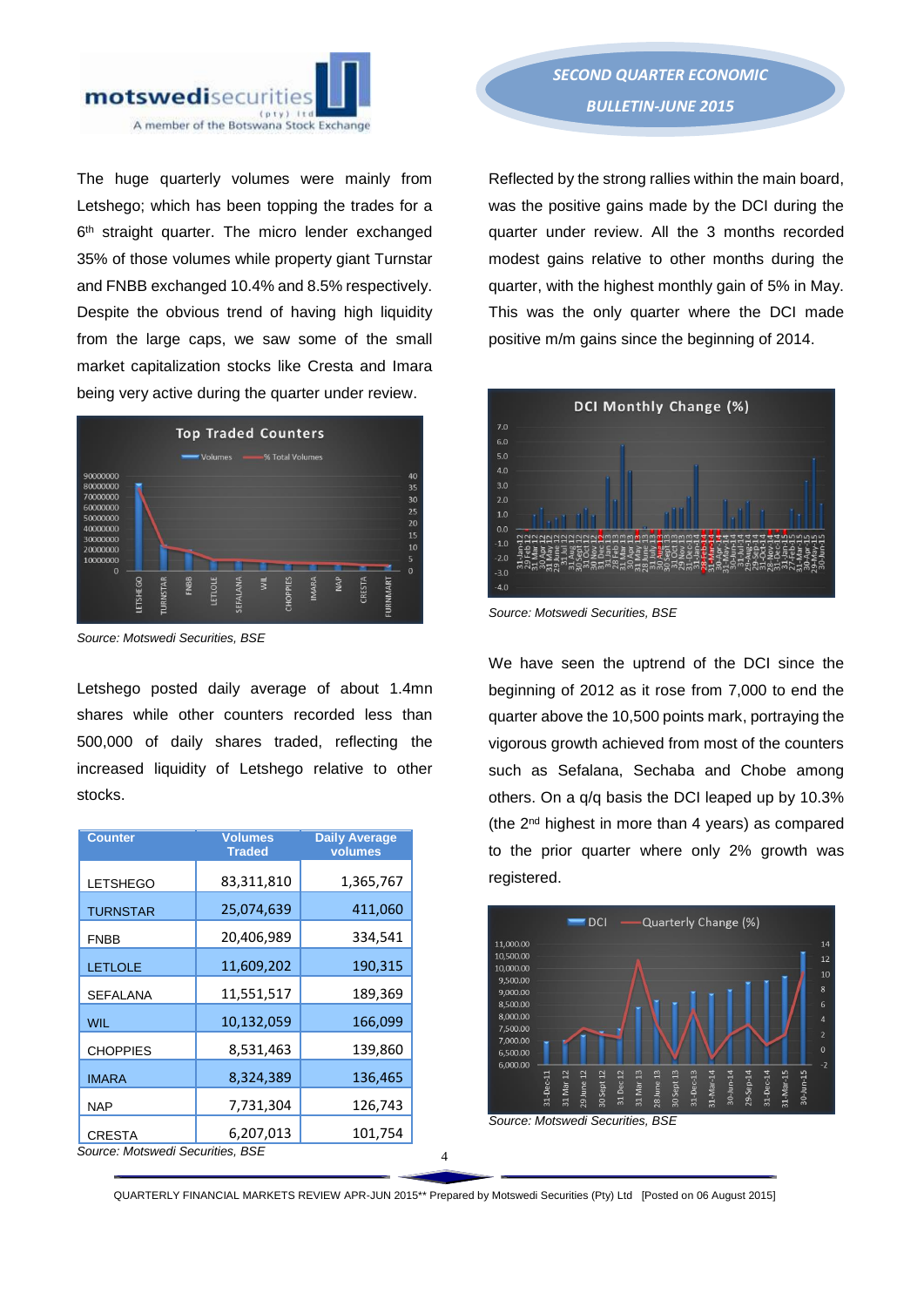The huge quarterly volumes were mainly from Letshego; which has been topping the trades for a 6th straight quarter. The micro lender exchanged 35% of those volumes while property giant Turnstar and FNBB exchanged 10.4% and 8.5% respectively. Despite the obvious trend of having high liquidity from the large caps, we saw some of the small market capitalization stocks like Cresta and Imara being very active during the quarter under review.

*Source: Motswedi Securities, BSE*

Letshego posted daily average of about 1.4mn shares while other counters recorded less than 500,000 of daily shares traded, reflecting the increased liquidity of Letshego relative to other stocks.

| Counter | Volumes Traded | Daily Average volumes |
|---|---|---|
| LETSHEGO | 83,311,810 | 1,365,767 |
| TURNSTAR | 25,074,639 | 411,060 |
| FNBB | 20,406,989 | 334,541 |
| LETLOLE | 11,609,202 | 190,315 |
| SEFALANA | 11,551,517 | 189,369 |
| WIL | 10,132,059 | 166,099 |
| CHOPPIES | 8,531,463 | 139,860 |
| IMARA | 8,324,389 | 136,465 |
| NAP | 7,731,304 | 126,743 |
| CRESTA | 6,207,013 | 101,754 |

*Source: Motswedi Securities, BSE*

Reflected by the strong rallies within the main board, was the positive gains made by the DCI during the quarter under review. All the 3 months recorded modest gains relative to other months during the quarter, with the highest monthly gain of 5% in May. This was the only quarter where the DCI made positive m/m gains since the beginning of 2014.

*Source: Motswedi Securities, BSE*

We have seen the uptrend of the DCI since the beginning of 2012 as it rose from 7,000 to end the quarter above the 10,500 points mark, portraying the vigorous growth achieved from most of the counters such as Sefalana, Sechaba and Chobe among others. On a q/q basis the DCI leaped up by 10.3% (the 2nd highest in more than 4 years) as compared to the prior quarter where only 2% growth was registered.

*Source: Motswedi Securities, BSE*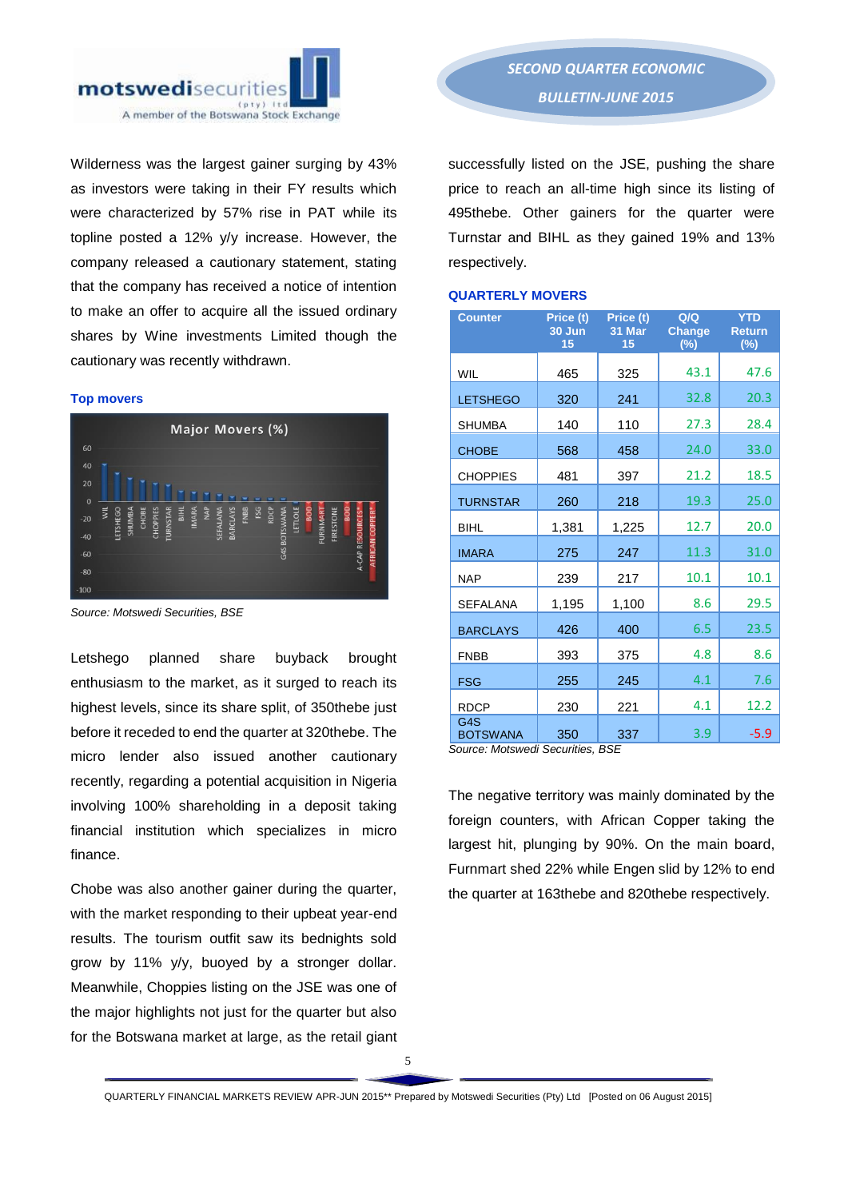Wilderness was the largest gainer surging by 43% as investors were taking in their FY results which were characterized by 57% rise in PAT while its topline posted a 12% y/y increase. However, the company released a cautionary statement, stating that the company has received a notice of intention to make an offer to acquire all the issued ordinary shares by Wine investments Limited though the cautionary was recently withdrawn.

**Top movers**

*Source: Motswedi Securities, BSE*

Letshego planned share buyback brought enthusiasm to the market, as it surged to reach its highest levels, since its share split, of 350thebe just before it receded to end the quarter at 320thebe. The micro lender also issued another cautionary recently, regarding a potential acquisition in Nigeria involving 100% shareholding in a deposit taking financial institution which specializes in micro finance.

Chobe was also another gainer during the quarter, with the market responding to their upbeat year-end results. The tourism outfit saw its bednights sold grow by 11% y/y, buoyed by a stronger dollar. Meanwhile, Choppies listing on the JSE was one of the major highlights not just for the quarter but also for the Botswana market at large, as the retail giant successfully listed on the JSE, pushing the share price to reach an all-time high since its listing of 495thebe. Other gainers for the quarter were Turnstar and BIHL as they gained 19% and 13% respectively.

**QUARTERLY MOVERS**

| Counter | Price (t) 30 Jun 15 | Price (t) 31 Mar 15 | Q/Q Change (%) | YTD Return (%) |
|---|---|---|---|---|
| WIL | 465 | 325 | 43.1 | 47.6 |
| LETSHEGO | 320 | 241 | 32.8 | 20.3 |
| SHUMBA | 140 | 110 | 27.3 | 28.4 |
| CHOBE | 568 | 458 | 24.0 | 33.0 |
| CHOPPIES | 481 | 397 | 21.2 | 18.5 |
| TURNSTAR | 260 | 218 | 19.3 | 25.0 |
| BIHL | 1,381 | 1,225 | 12.7 | 20.0 |
| IMARA | 275 | 247 | 11.3 | 31.0 |
| NAP | 239 | 217 | 10.1 | 10.1 |
| SEFALANA | 1,195 | 1,100 | 8.6 | 29.5 |
| BARCLAYS | 426 | 400 | 6.5 | 23.5 |
| FNBB | 393 | 375 | 4.8 | 8.6 |
| FSG | 255 | 245 | 4.1 | 7.6 |
| RDCP | 230 | 221 | 4.1 | 12.2 |
| G4S BOTSWANA | 350 | 337 | 3.9 | -5.9 |

*Source: Motswedi Securities, BSE*

The negative territory was mainly dominated by the foreign counters, with African Copper taking the largest hit, plunging by 90%. On the main board, Furnmart shed 22% while Engen slid by 12% to end the quarter at 163thebe and 820thebe respectively.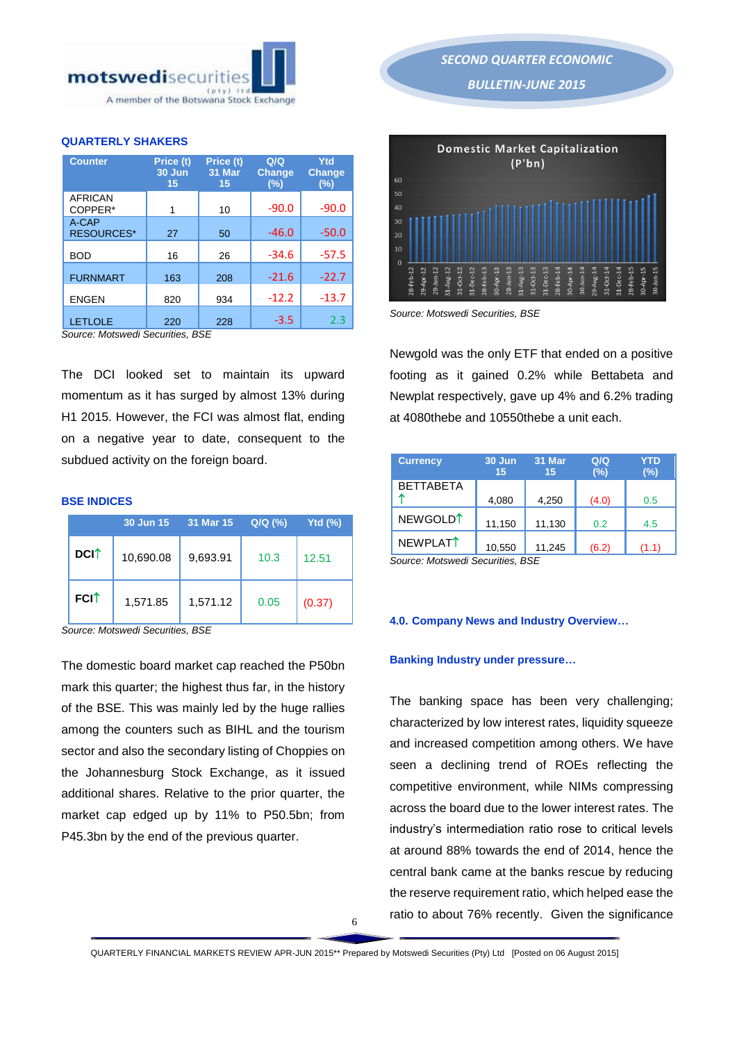### QUARTERLY SHAKERS

| Counter | Price (t) 30 Jun 15 | Price (t) 31 Mar 15 | Q/Q Change (%) | Ytd Change (%) |
|---|---|---|---|---|
| AFRICAN COPPER* | 1 | 10 | -90.0 | -90.0 |
| A-CAP RESOURCES* | 27 | 50 | -46.0 | -50.0 |
| BOD | 16 | 26 | -34.6 | -57.5 |
| FURNMART | 163 | 208 | -21.6 | -22.7 |
| ENGEN | 820 | 934 | -12.2 | -13.7 |
| LETLOLE | 220 | 228 | -3.5 | 2.3 |

*Source: Motswedi Securities, BSE*

The DCI looked set to maintain its upward momentum as it has surged by almost 13% during H1 2015. However, the FCI was almost flat, ending on a negative year to date, consequent to the subdued activity on the foreign board.

### BSE INDICES

| | 30 Jun 15 | 31 Mar 15 | Q/Q (%) | Ytd (%) |
|---|---|---|---|---|
| DCI↑ | 10,690.08 | 9,693.91 | 10.3 | 12.51 |
| FCI↑ | 1,571.85 | 1,571.12 | 0.05 | (0.37) |

*Source: Motswedi Securities, BSE*

The domestic board market cap reached the P50bn mark this quarter; the highest thus far, in the history of the BSE. This was mainly led by the huge rallies among the counters such as BIHL and the tourism sector and also the secondary listing of Choppies on the Johannesburg Stock Exchange, as it issued additional shares. Relative to the prior quarter, the market cap edged up by 11% to P50.5bn; from P45.3bn by the end of the previous quarter.

Domestic Market Capitalization (P'bn)

*Source: Motswedi Securities, BSE*

Newgold was the only ETF that ended on a positive footing as it gained 0.2% while Bettabeta and Newplat respectively, gave up 4% and 6.2% trading at 4080thebe and 10550thebe a unit each.

| Currency | 30 Jun 15 | 31 Mar 15 | Q/Q (%) | YTD (%) |
|---|---|---|---|---|
| BETTABETA ↑ | 4,080 | 4,250 | (4.0) | 0.5 |
| NEWGOLD↑ | 11,150 | 11,130 | 0.2 | 4.5 |
| NEWPLAT↑ | 10,550 | 11,245 | (6.2) | (1.1) |

*Source: Motswedi Securities, BSE*

## 4.0. Company News and Industry Overview…

### Banking Industry under pressure…

The banking space has been very challenging; characterized by low interest rates, liquidity squeeze and increased competition among others. We have seen a declining trend of ROEs reflecting the competitive environment, while NIMs compressing across the board due to the lower interest rates. The industry's intermediation ratio rose to critical levels at around 88% towards the end of 2014, hence the central bank came at the banks rescue by reducing the reserve requirement ratio, which helped ease the ratio to about 76% recently. Given the significance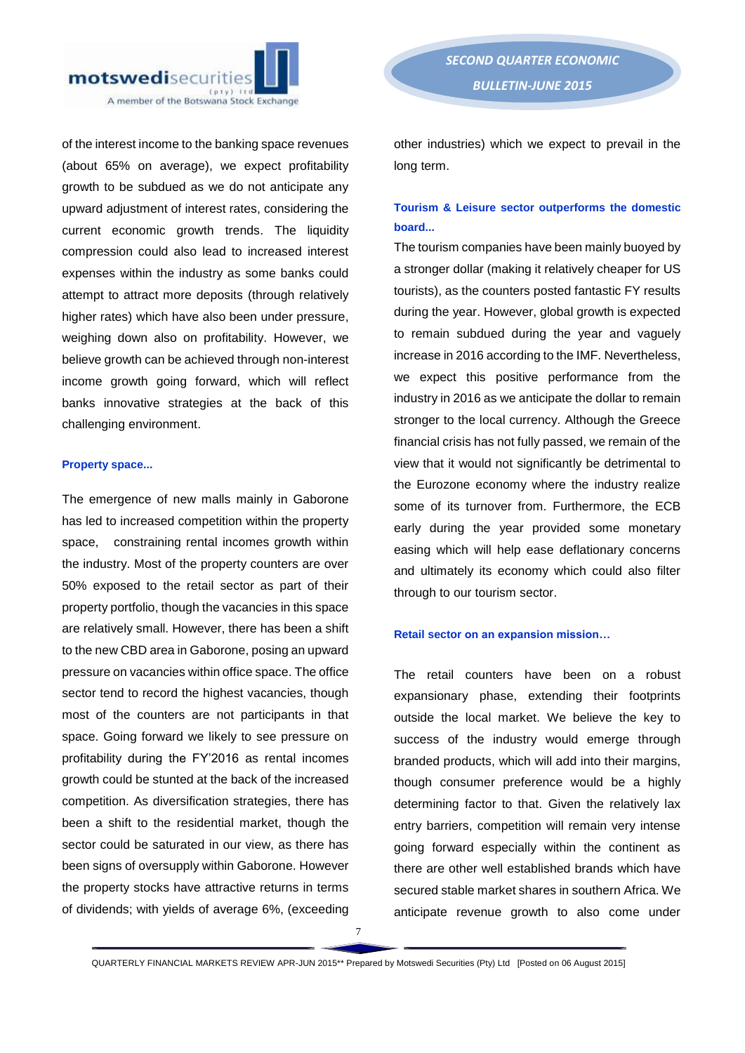of the interest income to the banking space revenues (about 65% on average), we expect profitability growth to be subdued as we do not anticipate any upward adjustment of interest rates, considering the current economic growth trends. The liquidity compression could also lead to increased interest expenses within the industry as some banks could attempt to attract more deposits (through relatively higher rates) which have also been under pressure, weighing down also on profitability. However, we believe growth can be achieved through non-interest income growth going forward, which will reflect banks innovative strategies at the back of this challenging environment.

**Property space...**

The emergence of new malls mainly in Gaborone has led to increased competition within the property space, constraining rental incomes growth within the industry. Most of the property counters are over 50% exposed to the retail sector as part of their property portfolio, though the vacancies in this space are relatively small. However, there has been a shift to the new CBD area in Gaborone, posing an upward pressure on vacancies within office space. The office sector tend to record the highest vacancies, though most of the counters are not participants in that space. Going forward we likely to see pressure on profitability during the FY'2016 as rental incomes growth could be stunted at the back of the increased competition. As diversification strategies, there has been a shift to the residential market, though the sector could be saturated in our view, as there has been signs of oversupply within Gaborone. However the property stocks have attractive returns in terms of dividends; with yields of average 6%, (exceeding other industries) which we expect to prevail in the long term.

**Tourism & Leisure sector outperforms the domestic board...**

The tourism companies have been mainly buoyed by a stronger dollar (making it relatively cheaper for US tourists), as the counters posted fantastic FY results during the year. However, global growth is expected to remain subdued during the year and vaguely increase in 2016 according to the IMF. Nevertheless, we expect this positive performance from the industry in 2016 as we anticipate the dollar to remain stronger to the local currency. Although the Greece financial crisis has not fully passed, we remain of the view that it would not significantly be detrimental to the Eurozone economy where the industry realize some of its turnover from. Furthermore, the ECB early during the year provided some monetary easing which will help ease deflationary concerns and ultimately its economy which could also filter through to our tourism sector.

**Retail sector on an expansion mission…**

The retail counters have been on a robust expansionary phase, extending their footprints outside the local market. We believe the key to success of the industry would emerge through branded products, which will add into their margins, though consumer preference would be a highly determining factor to that. Given the relatively lax entry barriers, competition will remain very intense going forward especially within the continent as there are other well established brands which have secured stable market shares in southern Africa. We anticipate revenue growth to also come under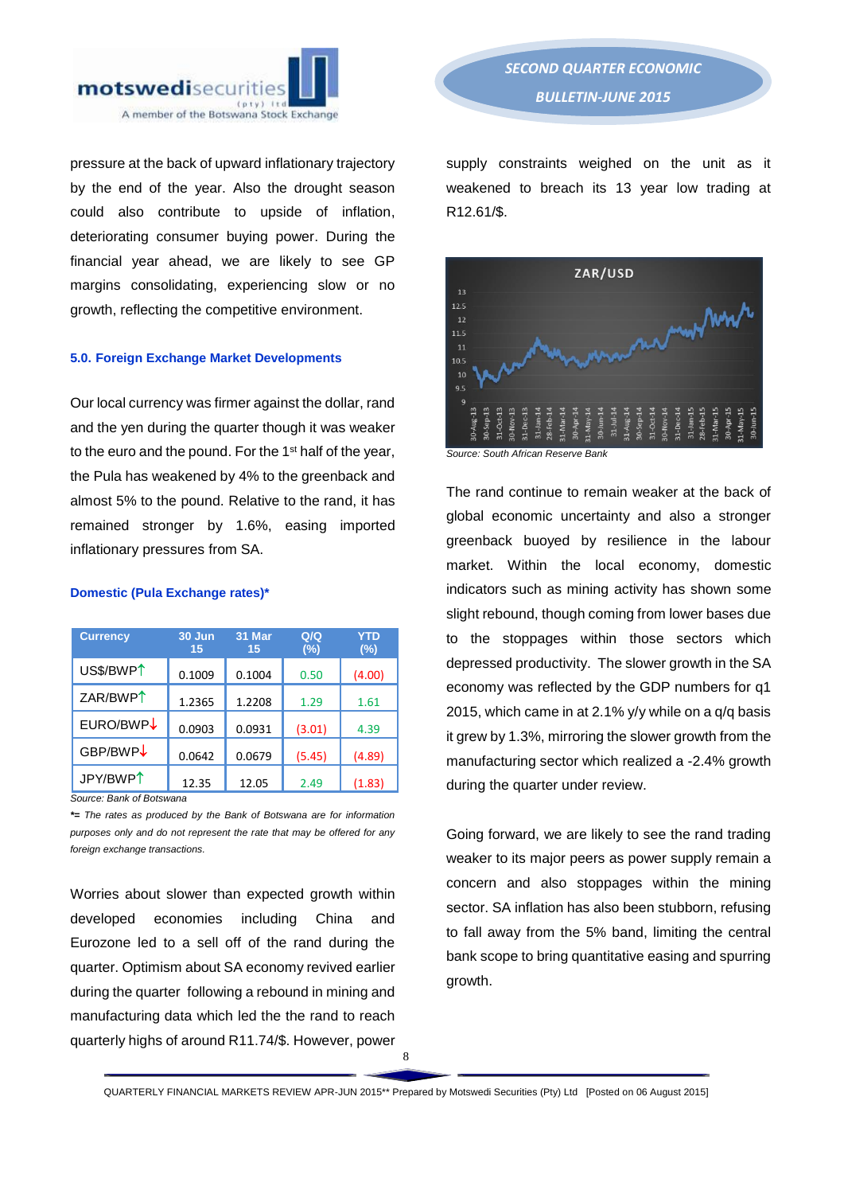pressure at the back of upward inflationary trajectory by the end of the year. Also the drought season could also contribute to upside of inflation, deteriorating consumer buying power. During the financial year ahead, we are likely to see GP margins consolidating, experiencing slow or no growth, reflecting the competitive environment.

### 5.0. Foreign Exchange Market Developments

Our local currency was firmer against the dollar, rand and the yen during the quarter though it was weaker to the euro and the pound. For the 1st half of the year, the Pula has weakened by 4% to the greenback and almost 5% to the pound. Relative to the rand, it has remained stronger by 1.6%, easing imported inflationary pressures from SA.

#### Domestic (Pula Exchange rates)*

| Currency | 30 Jun 15 | 31 Mar 15 | Q/Q (%) | YTD (%) |
|---|---|---|---|---|
| US$/BWP↑ | 0.1009 | 0.1004 | 0.50 | (4.00) |
| ZAR/BWP↑ | 1.2365 | 1.2208 | 1.29 | 1.61 |
| EURO/BWP↓ | 0.0903 | 0.0931 | (3.01) | 4.39 |
| GBP/BWP↓ | 0.0642 | 0.0679 | (5.45) | (4.89) |
| JPY/BWP↑ | 12.35 | 12.05 | 2.49 | (1.83) |

*Source: Bank of Botswana*

*\*= The rates as produced by the Bank of Botswana are for information purposes only and do not represent the rate that may be offered for any foreign exchange transactions.*

Worries about slower than expected growth within developed economies including China and Eurozone led to a sell off of the rand during the quarter. Optimism about SA economy revived earlier during the quarter following a rebound in mining and manufacturing data which led the the rand to reach quarterly highs of around R11.74/$. However, power supply constraints weighed on the unit as it weakened to breach its 13 year low trading at R12.61/$.

*Source: South African Reserve Bank*

The rand continue to remain weaker at the back of global economic uncertainty and also a stronger greenback buoyed by resilience in the labour market. Within the local economy, domestic indicators such as mining activity has shown some slight rebound, though coming from lower bases due to the stoppages within those sectors which depressed productivity. The slower growth in the SA economy was reflected by the GDP numbers for q1 2015, which came in at 2.1% y/y while on a q/q basis it grew by 1.3%, mirroring the slower growth from the manufacturing sector which realized a -2.4% growth during the quarter under review.

Going forward, we are likely to see the rand trading weaker to its major peers as power supply remain a concern and also stoppages within the mining sector. SA inflation has also been stubborn, refusing to fall away from the 5% band, limiting the central bank scope to bring quantitative easing and spurring growth.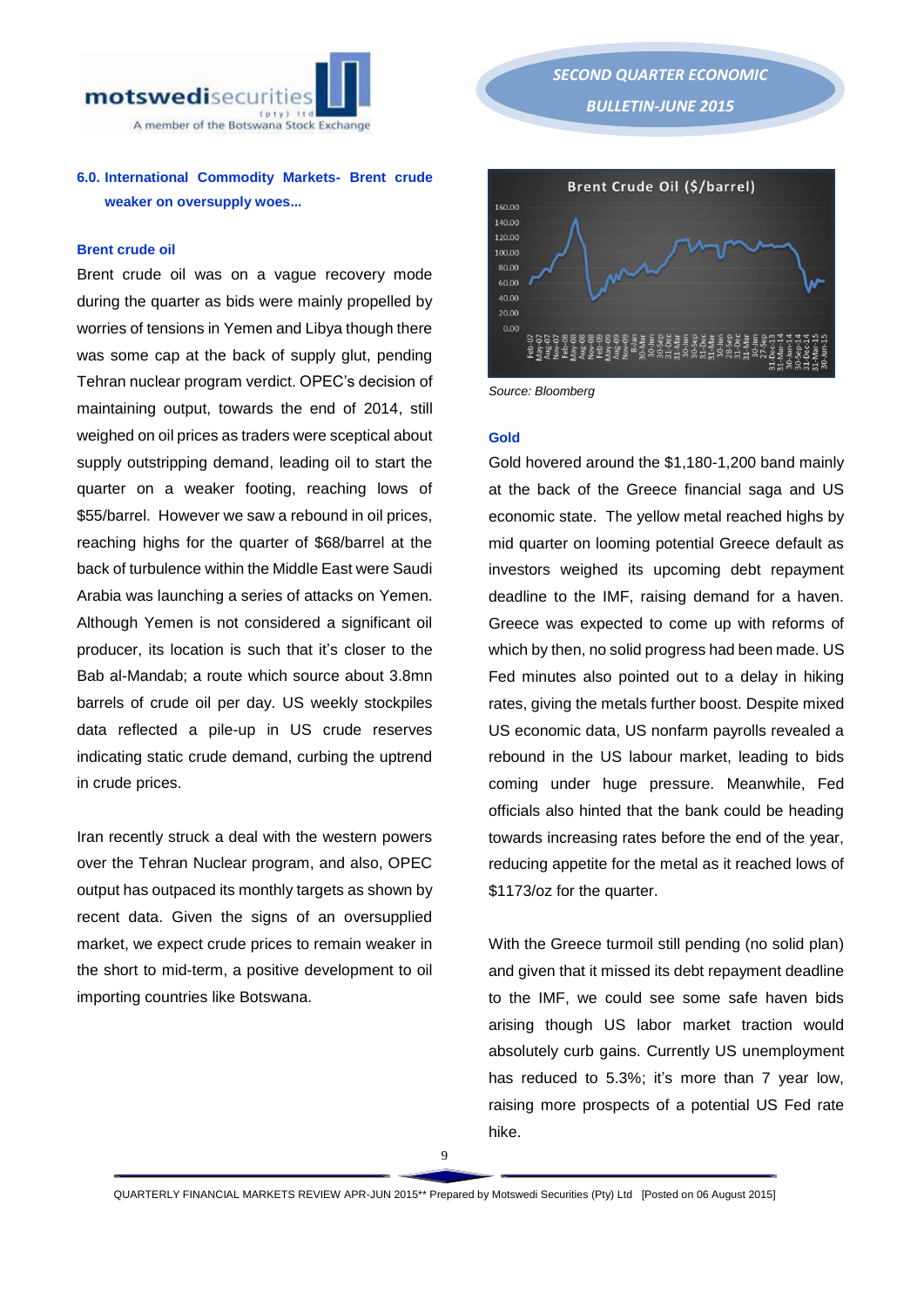## 6.0. International Commodity Markets- Brent crude weaker on oversupply woes...

### Brent crude oil

Brent crude oil was on a vague recovery mode during the quarter as bids were mainly propelled by worries of tensions in Yemen and Libya though there was some cap at the back of supply glut, pending Tehran nuclear program verdict. OPEC's decision of maintaining output, towards the end of 2014, still weighed on oil prices as traders were sceptical about supply outstripping demand, leading oil to start the quarter on a weaker footing, reaching lows of $55/barrel. However we saw a rebound in oil prices, reaching highs for the quarter of $68/barrel at the back of turbulence within the Middle East were Saudi Arabia was launching a series of attacks on Yemen. Although Yemen is not considered a significant oil producer, its location is such that it's closer to the Bab al-Mandab; a route which source about 3.8mn barrels of crude oil per day. US weekly stockpiles data reflected a pile-up in US crude reserves indicating static crude demand, curbing the uptrend in crude prices.

Iran recently struck a deal with the western powers over the Tehran Nuclear program, and also, OPEC output has outpaced its monthly targets as shown by recent data. Given the signs of an oversupplied market, we expect crude prices to remain weaker in the short to mid-term, a positive development to oil importing countries like Botswana.

**Brent Crude Oil ($/barrel)**

*Source: Bloomberg*

### Gold

Gold hovered around the $1,180-1,200 band mainly at the back of the Greece financial saga and US economic state. The yellow metal reached highs by mid quarter on looming potential Greece default as investors weighed its upcoming debt repayment deadline to the IMF, raising demand for a haven. Greece was expected to come up with reforms of which by then, no solid progress had been made. US Fed minutes also pointed out to a delay in hiking rates, giving the metals further boost. Despite mixed US economic data, US nonfarm payrolls revealed a rebound in the US labour market, leading to bids coming under huge pressure. Meanwhile, Fed officials also hinted that the bank could be heading towards increasing rates before the end of the year, reducing appetite for the metal as it reached lows of $1173/oz for the quarter.

With the Greece turmoil still pending (no solid plan) and given that it missed its debt repayment deadline to the IMF, we could see some safe haven bids arising though US labor market traction would absolutely curb gains. Currently US unemployment has reduced to 5.3%; it's more than 7 year low, raising more prospects of a potential US Fed rate hike.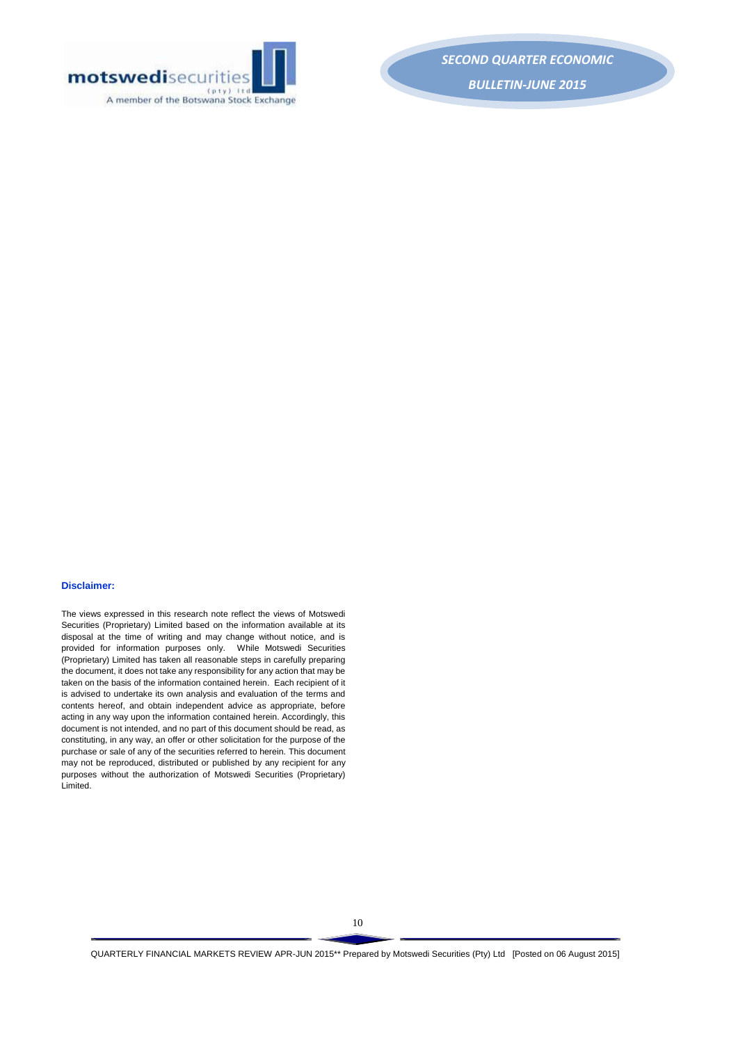**Disclaimer:**

The views expressed in this research note reflect the views of Motswedi Securities (Proprietary) Limited based on the information available at its disposal at the time of writing and may change without notice, and is provided for information purposes only. While Motswedi Securities (Proprietary) Limited has taken all reasonable steps in carefully preparing the document, it does not take any responsibility for any action that may be taken on the basis of the information contained herein. Each recipient of it is advised to undertake its own analysis and evaluation of the terms and contents hereof, and obtain independent advice as appropriate, before acting in any way upon the information contained herein. Accordingly, this document is not intended, and no part of this document should be read, as constituting, in any way, an offer or other solicitation for the purpose of the purchase or sale of any of the securities referred to herein. This document may not be reproduced, distributed or published by any recipient for any purposes without the authorization of Motswedi Securities (Proprietary) Limited.